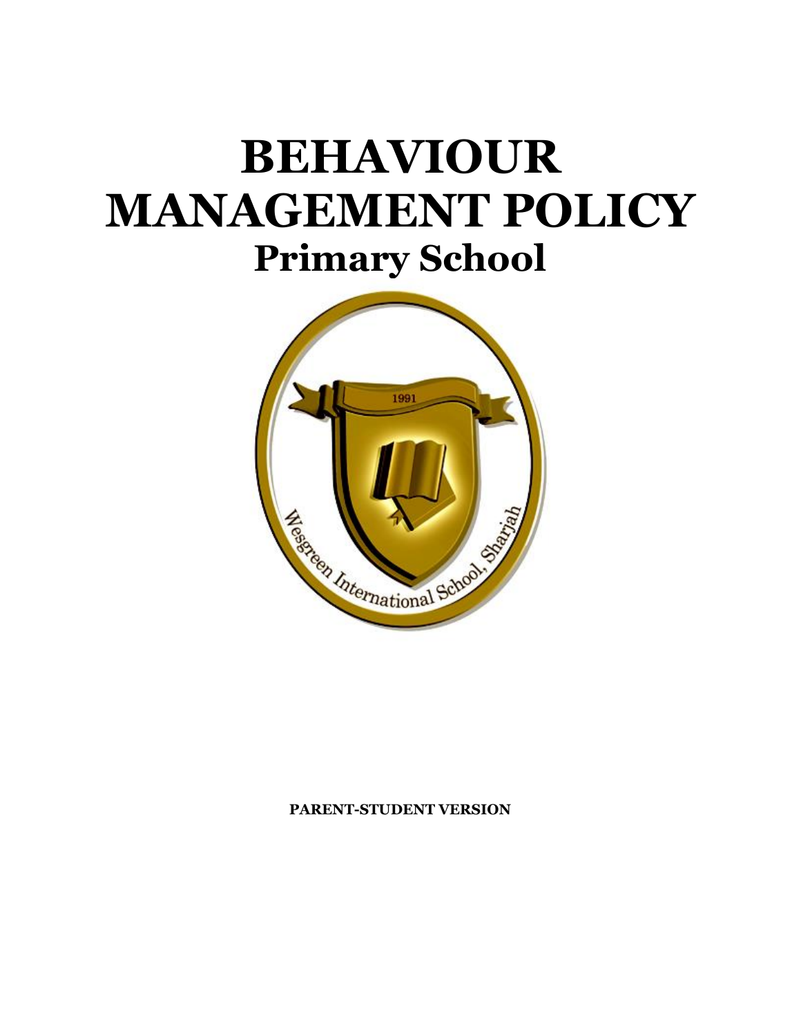# BEHAVIOUR MANAGEMENT POLICY

## Primary School

**PARENT-STUDENT VERSION**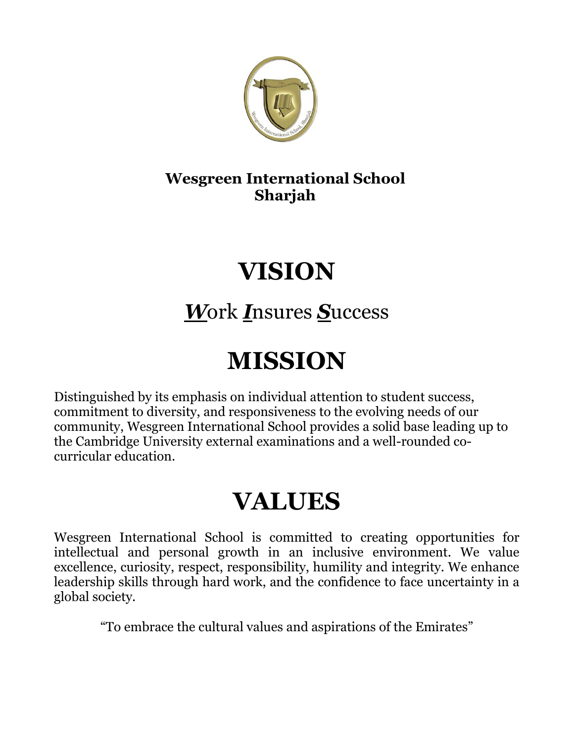**Wesgreen International School**
**Sharjah**

# VISION

## ***W***ork ***I***nsures ***S***uccess

# MISSION

Distinguished by its emphasis on individual attention to student success, commitment to diversity, and responsiveness to the evolving needs of our community, Wesgreen International School provides a solid base leading up to the Cambridge University external examinations and a well-rounded co-curricular education.

# VALUES

Wesgreen International School is committed to creating opportunities for intellectual and personal growth in an inclusive environment. We value excellence, curiosity, respect, responsibility, humility and integrity. We enhance leadership skills through hard work, and the confidence to face uncertainty in a global society.

"To embrace the cultural values and aspirations of the Emirates"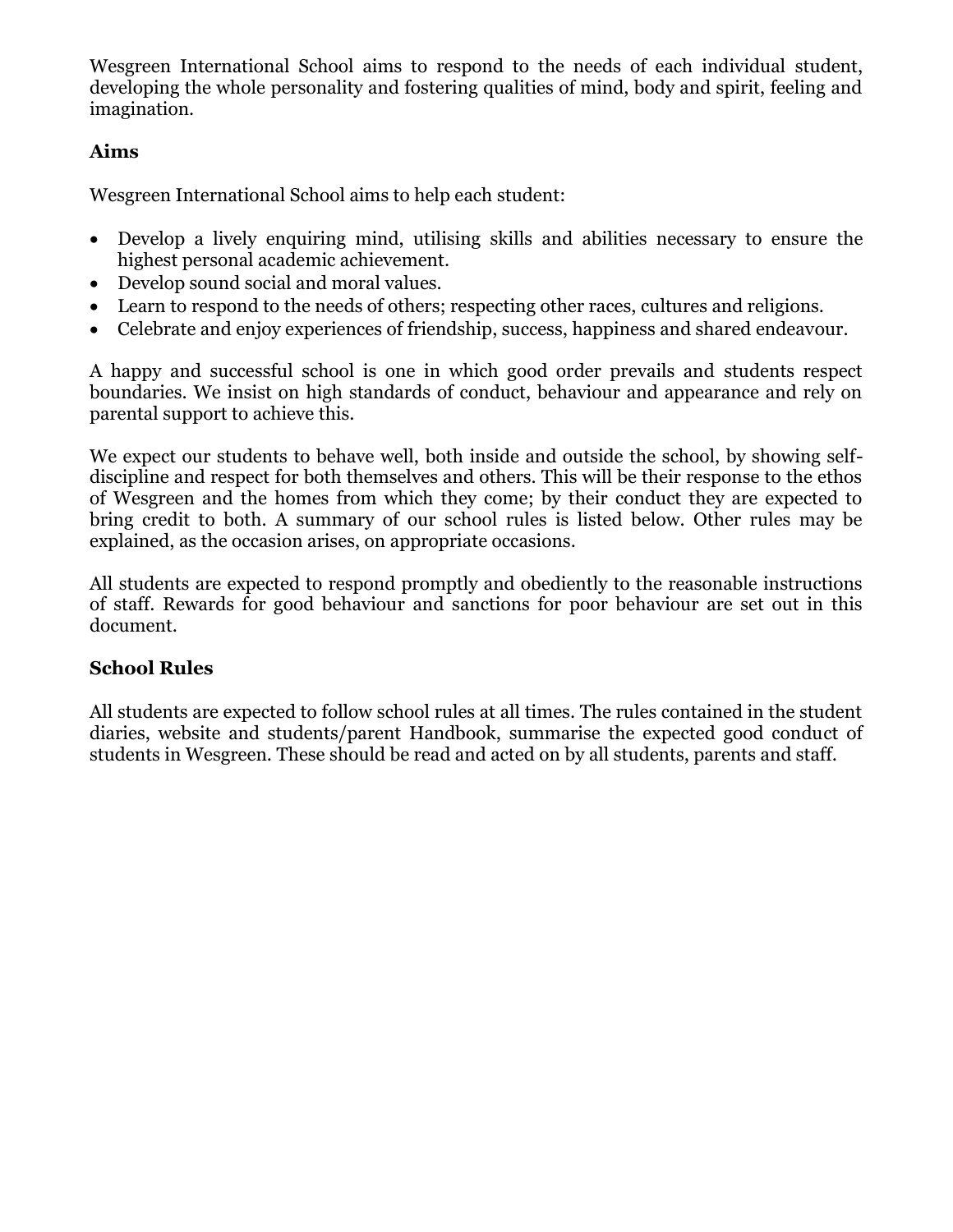Wesgreen International School aims to respond to the needs of each individual student, developing the whole personality and fostering qualities of mind, body and spirit, feeling and imagination.

### Aims

Wesgreen International School aims to help each student:

- Develop a lively enquiring mind, utilising skills and abilities necessary to ensure the highest personal academic achievement.
- Develop sound social and moral values.
- Learn to respond to the needs of others; respecting other races, cultures and religions.
- Celebrate and enjoy experiences of friendship, success, happiness and shared endeavour.

A happy and successful school is one in which good order prevails and students respect boundaries. We insist on high standards of conduct, behaviour and appearance and rely on parental support to achieve this.

We expect our students to behave well, both inside and outside the school, by showing self-discipline and respect for both themselves and others. This will be their response to the ethos of Wesgreen and the homes from which they come; by their conduct they are expected to bring credit to both. A summary of our school rules is listed below. Other rules may be explained, as the occasion arises, on appropriate occasions.

All students are expected to respond promptly and obediently to the reasonable instructions of staff. Rewards for good behaviour and sanctions for poor behaviour are set out in this document.

### School Rules

All students are expected to follow school rules at all times. The rules contained in the student diaries, website and students/parent Handbook, summarise the expected good conduct of students in Wesgreen. These should be read and acted on by all students, parents and staff.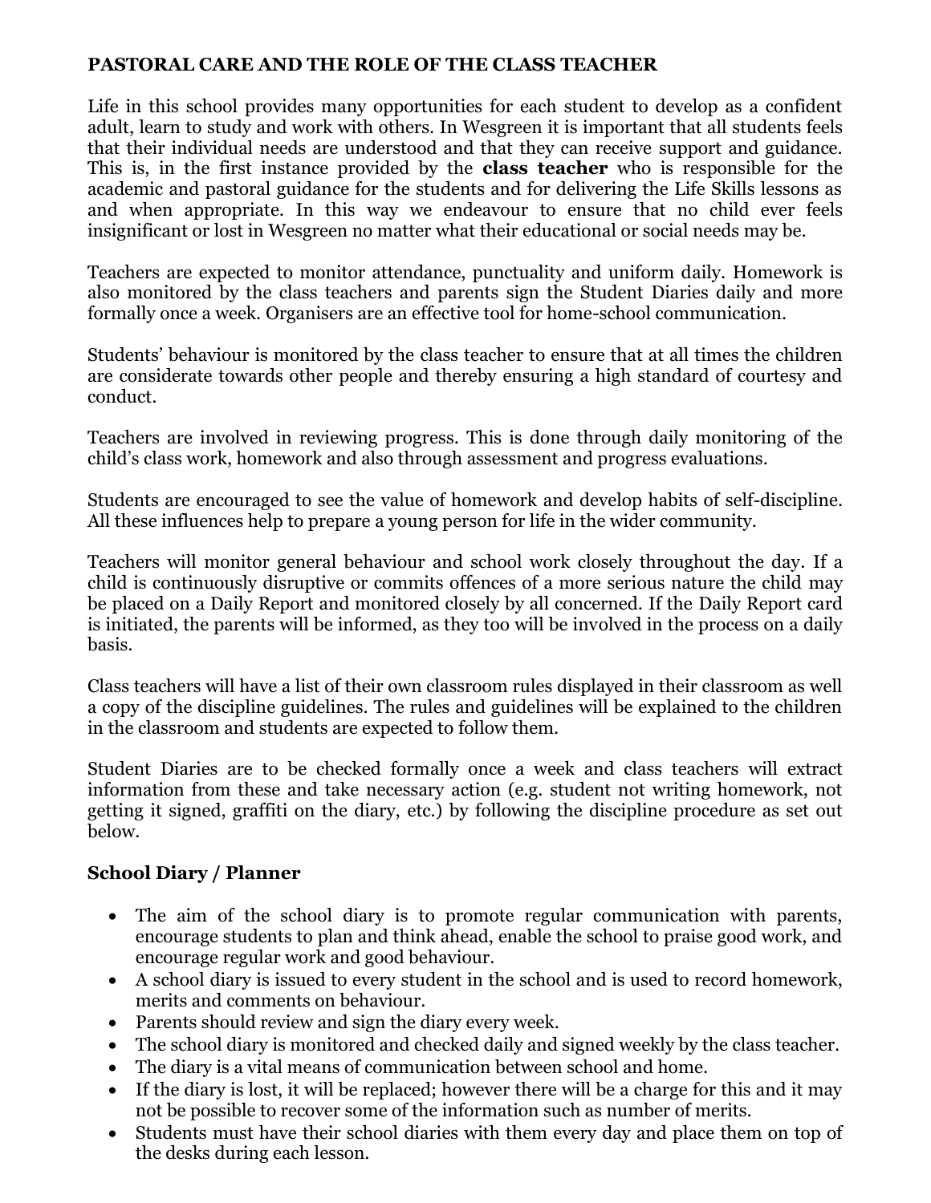## PASTORAL CARE AND THE ROLE OF THE CLASS TEACHER

Life in this school provides many opportunities for each student to develop as a confident adult, learn to study and work with others. In Wesgreen it is important that all students feels that their individual needs are understood and that they can receive support and guidance. This is, in the first instance provided by the **class teacher** who is responsible for the academic and pastoral guidance for the students and for delivering the Life Skills lessons as and when appropriate. In this way we endeavour to ensure that no child ever feels insignificant or lost in Wesgreen no matter what their educational or social needs may be.

Teachers are expected to monitor attendance, punctuality and uniform daily. Homework is also monitored by the class teachers and parents sign the Student Diaries daily and more formally once a week. Organisers are an effective tool for home-school communication.

Students' behaviour is monitored by the class teacher to ensure that at all times the children are considerate towards other people and thereby ensuring a high standard of courtesy and conduct.

Teachers are involved in reviewing progress. This is done through daily monitoring of the child's class work, homework and also through assessment and progress evaluations.

Students are encouraged to see the value of homework and develop habits of self-discipline. All these influences help to prepare a young person for life in the wider community.

Teachers will monitor general behaviour and school work closely throughout the day. If a child is continuously disruptive or commits offences of a more serious nature the child may be placed on a Daily Report and monitored closely by all concerned. If the Daily Report card is initiated, the parents will be informed, as they too will be involved in the process on a daily basis.

Class teachers will have a list of their own classroom rules displayed in their classroom as well a copy of the discipline guidelines. The rules and guidelines will be explained to the children in the classroom and students are expected to follow them.

Student Diaries are to be checked formally once a week and class teachers will extract information from these and take necessary action (e.g. student not writing homework, not getting it signed, graffiti on the diary, etc.) by following the discipline procedure as set out below.

### School Diary / Planner

- The aim of the school diary is to promote regular communication with parents, encourage students to plan and think ahead, enable the school to praise good work, and encourage regular work and good behaviour.
- A school diary is issued to every student in the school and is used to record homework, merits and comments on behaviour.
- Parents should review and sign the diary every week.
- The school diary is monitored and checked daily and signed weekly by the class teacher.
- The diary is a vital means of communication between school and home.
- If the diary is lost, it will be replaced; however there will be a charge for this and it may not be possible to recover some of the information such as number of merits.
- Students must have their school diaries with them every day and place them on top of the desks during each lesson.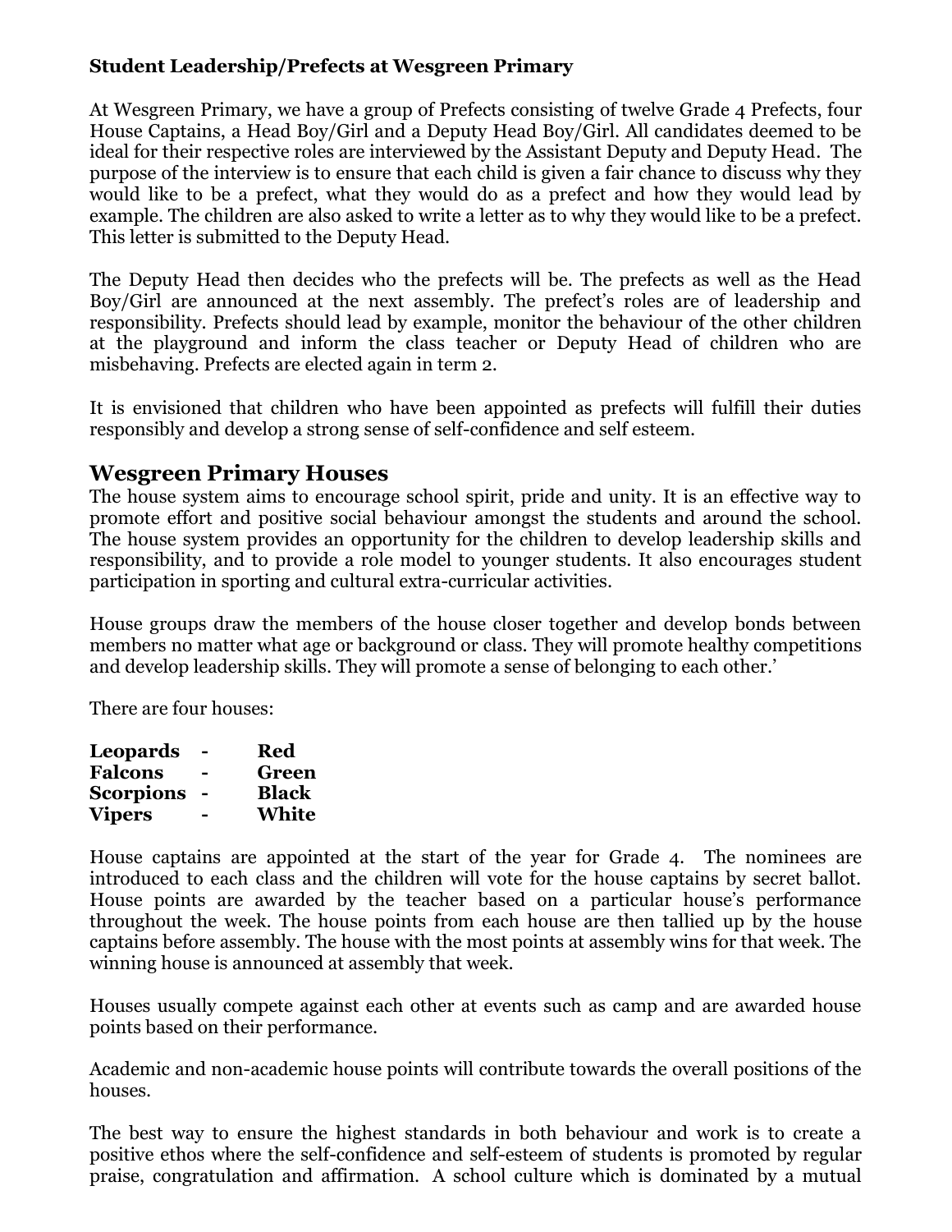**Student Leadership/Prefects at Wesgreen Primary**

At Wesgreen Primary, we have a group of Prefects consisting of twelve Grade 4 Prefects, four House Captains, a Head Boy/Girl and a Deputy Head Boy/Girl. All candidates deemed to be ideal for their respective roles are interviewed by the Assistant Deputy and Deputy Head. The purpose of the interview is to ensure that each child is given a fair chance to discuss why they would like to be a prefect, what they would do as a prefect and how they would lead by example. The children are also asked to write a letter as to why they would like to be a prefect. This letter is submitted to the Deputy Head.

The Deputy Head then decides who the prefects will be. The prefects as well as the Head Boy/Girl are announced at the next assembly. The prefect's roles are of leadership and responsibility. Prefects should lead by example, monitor the behaviour of the other children at the playground and inform the class teacher or Deputy Head of children who are misbehaving. Prefects are elected again in term 2.

It is envisioned that children who have been appointed as prefects will fulfill their duties responsibly and develop a strong sense of self-confidence and self esteem.

## Wesgreen Primary Houses

The house system aims to encourage school spirit, pride and unity. It is an effective way to promote effort and positive social behaviour amongst the students and around the school. The house system provides an opportunity for the children to develop leadership skills and responsibility, and to provide a role model to younger students. It also encourages student participation in sporting and cultural extra-curricular activities.

House groups draw the members of the house closer together and develop bonds between members no matter what age or background or class. They will promote healthy competitions and develop leadership skills. They will promote a sense of belonging to each other.'

There are four houses:

**Leopards - Red**
**Falcons - Green**
**Scorpions - Black**
**Vipers - White**

House captains are appointed at the start of the year for Grade 4. The nominees are introduced to each class and the children will vote for the house captains by secret ballot. House points are awarded by the teacher based on a particular house's performance throughout the week. The house points from each house are then tallied up by the house captains before assembly. The house with the most points at assembly wins for that week. The winning house is announced at assembly that week.

Houses usually compete against each other at events such as camp and are awarded house points based on their performance.

Academic and non-academic house points will contribute towards the overall positions of the houses.

The best way to ensure the highest standards in both behaviour and work is to create a positive ethos where the self-confidence and self-esteem of students is promoted by regular praise, congratulation and affirmation. A school culture which is dominated by a mutual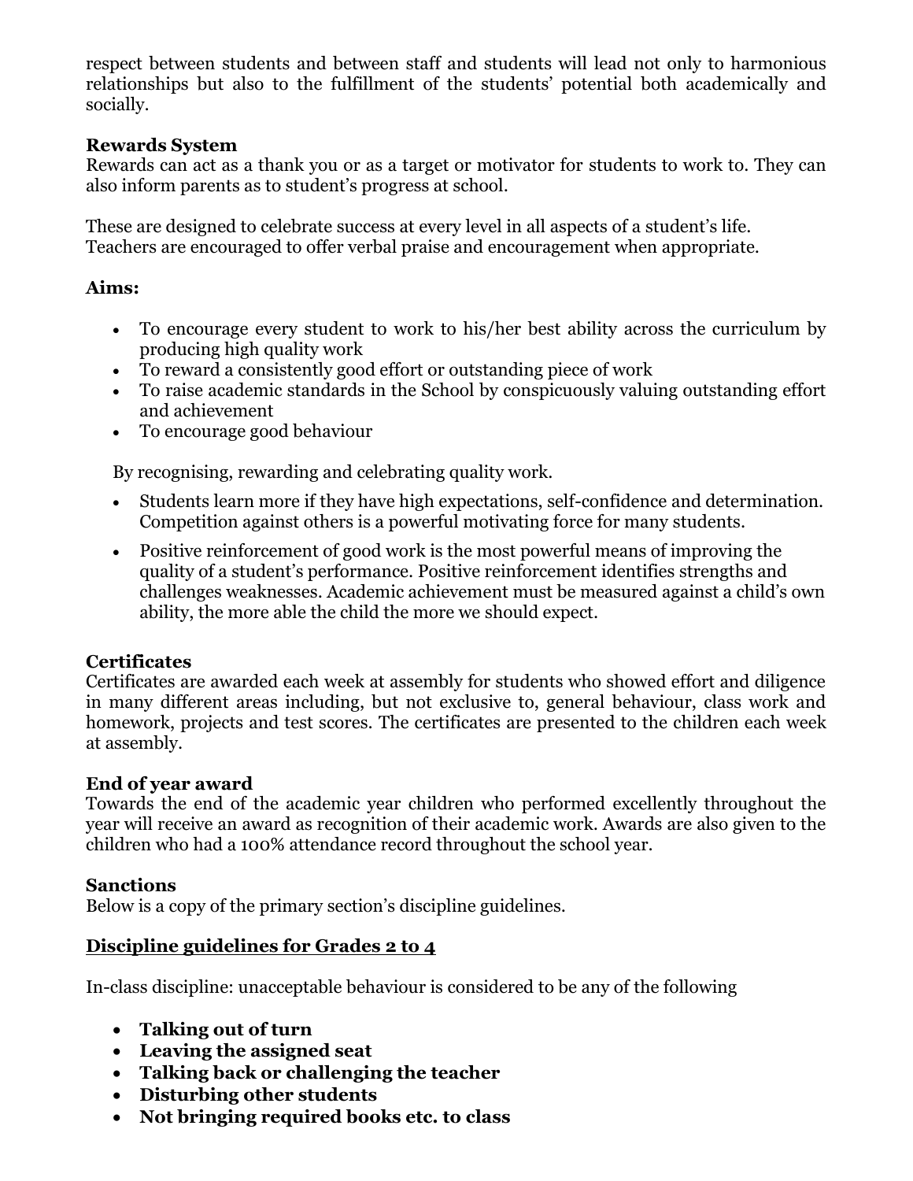respect between students and between staff and students will lead not only to harmonious relationships but also to the fulfillment of the students' potential both academically and socially.

**Rewards System**

Rewards can act as a thank you or as a target or motivator for students to work to. They can also inform parents as to student's progress at school.

These are designed to celebrate success at every level in all aspects of a student's life. Teachers are encouraged to offer verbal praise and encouragement when appropriate.

**Aims:**

- To encourage every student to work to his/her best ability across the curriculum by producing high quality work
- To reward a consistently good effort or outstanding piece of work
- To raise academic standards in the School by conspicuously valuing outstanding effort and achievement
- To encourage good behaviour

By recognising, rewarding and celebrating quality work.

- Students learn more if they have high expectations, self-confidence and determination. Competition against others is a powerful motivating force for many students.
- Positive reinforcement of good work is the most powerful means of improving the quality of a student's performance. Positive reinforcement identifies strengths and challenges weaknesses. Academic achievement must be measured against a child's own ability, the more able the child the more we should expect.

**Certificates**

Certificates are awarded each week at assembly for students who showed effort and diligence in many different areas including, but not exclusive to, general behaviour, class work and homework, projects and test scores. The certificates are presented to the children each week at assembly.

**End of year award**

Towards the end of the academic year children who performed excellently throughout the year will receive an award as recognition of their academic work. Awards are also given to the children who had a 100% attendance record throughout the school year.

**Sanctions**

Below is a copy of the primary section's discipline guidelines.

**<u>Discipline guidelines for Grades 2 to 4</u>**

In-class discipline: unacceptable behaviour is considered to be any of the following

- **Talking out of turn**
- **Leaving the assigned seat**
- **Talking back or challenging the teacher**
- **Disturbing other students**
- **Not bringing required books etc. to class**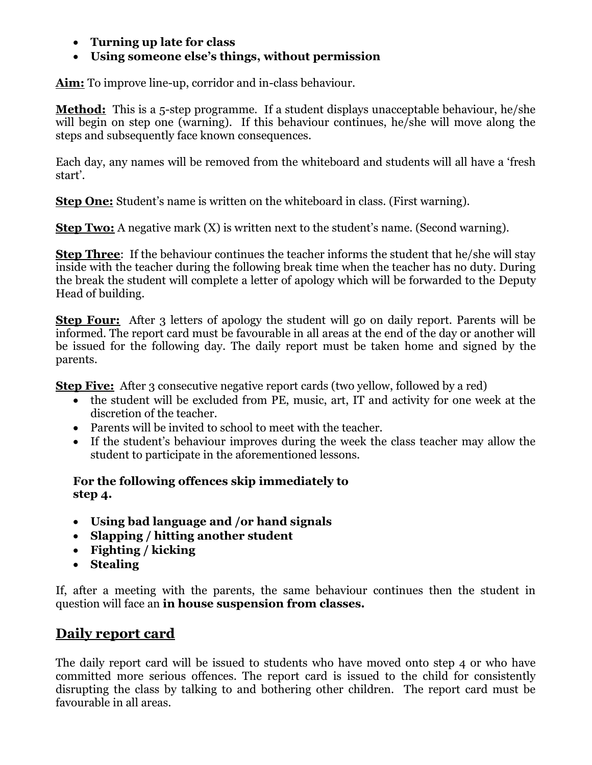- **Turning up late for class**
- **Using someone else's things, without permission**

**Aim:** To improve line-up, corridor and in-class behaviour.

**Method:** This is a 5-step programme. If a student displays unacceptable behaviour, he/she will begin on step one (warning). If this behaviour continues, he/she will move along the steps and subsequently face known consequences.

Each day, any names will be removed from the whiteboard and students will all have a 'fresh start'.

**Step One:** Student's name is written on the whiteboard in class. (First warning).

**Step Two:** A negative mark (X) is written next to the student's name. (Second warning).

**Step Three**: If the behaviour continues the teacher informs the student that he/she will stay inside with the teacher during the following break time when the teacher has no duty. During the break the student will complete a letter of apology which will be forwarded to the Deputy Head of building.

**Step Four:** After 3 letters of apology the student will go on daily report. Parents will be informed. The report card must be favourable in all areas at the end of the day or another will be issued for the following day. The daily report must be taken home and signed by the parents.

**Step Five:** After 3 consecutive negative report cards (two yellow, followed by a red)

- the student will be excluded from PE, music, art, IT and activity for one week at the discretion of the teacher.
- Parents will be invited to school to meet with the teacher.
- If the student's behaviour improves during the week the class teacher may allow the student to participate in the aforementioned lessons.

**For the following offences skip immediately to step 4.**

- **Using bad language and /or hand signals**
- **Slapping / hitting another student**
- **Fighting / kicking**
- **Stealing**

If, after a meeting with the parents, the same behaviour continues then the student in question will face an **in house suspension from classes.**

## Daily report card

The daily report card will be issued to students who have moved onto step 4 or who have committed more serious offences. The report card is issued to the child for consistently disrupting the class by talking to and bothering other children. The report card must be favourable in all areas.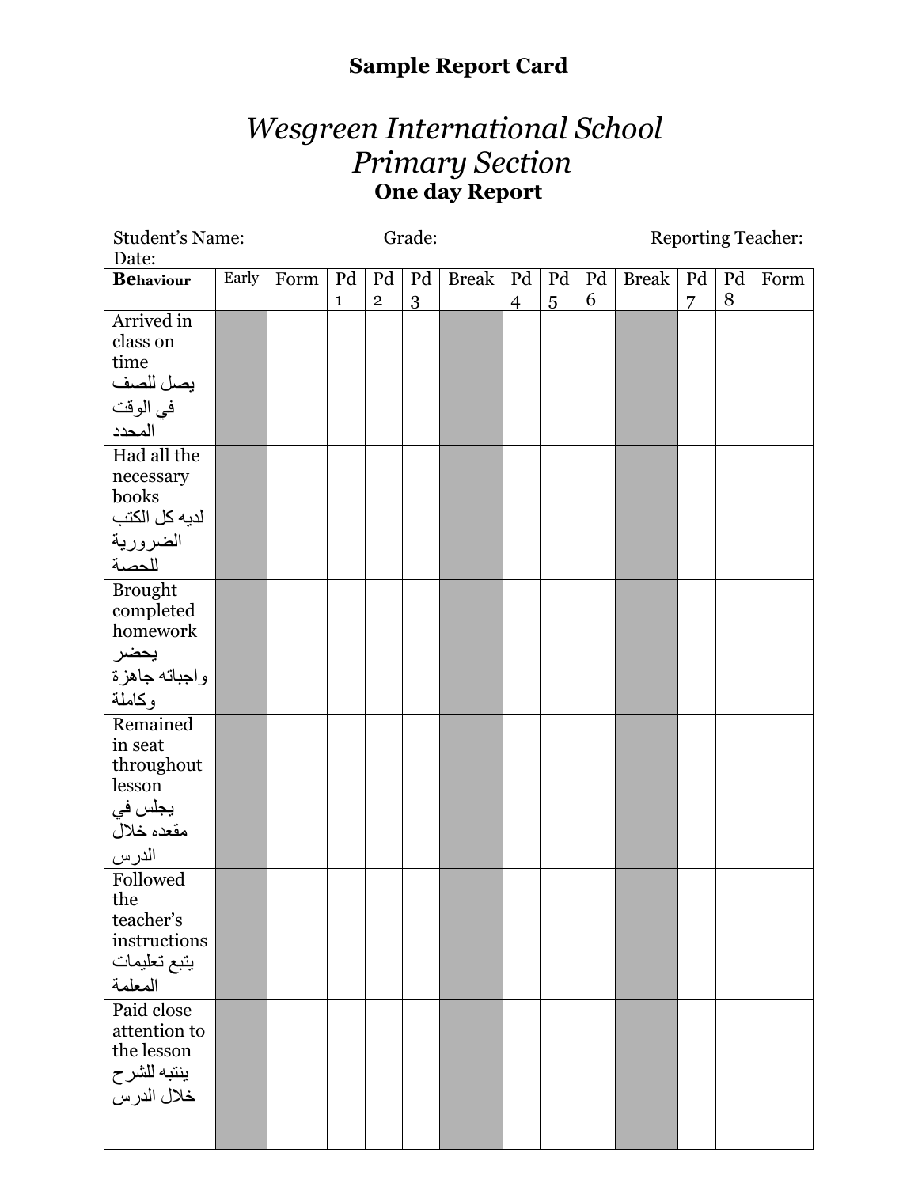**Sample Report Card**

# *Wesgreen International School*
## *Primary Section*
### One day Report

Student's Name: Grade: Reporting Teacher:
Date:

| Behaviour | Early | Form | Pd 1 | Pd 2 | Pd 3 | Break | Pd 4 | Pd 5 | Pd 6 | Break | Pd 7 | Pd 8 | Form |
|---|---|---|---|---|---|---|---|---|---|---|---|---|---|
| Arrived in class on time يصل للصف في الوقت المحدد | | | | | | | | | | | | | |
| Had all the necessary books لديه كل الكتب الضرورية للحصة | | | | | | | | | | | | | |
| Brought completed homework يحضر واجباته جاهزة وكاملة | | | | | | | | | | | | | |
| Remained in seat throughout lesson يجلس في مقعده خلال الدرس | | | | | | | | | | | | | |
| Followed the teacher's instructions يتبع تعليمات المعلمة | | | | | | | | | | | | | |
| Paid close attention to the lesson ينتبه للشرح خلال الدرس | | | | | | | | | | | | | |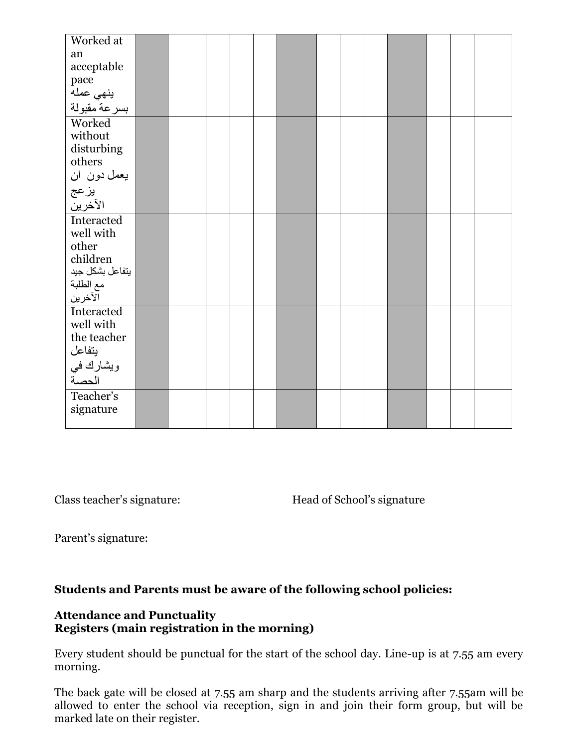| | | | | | | | | | | | | | |
|---|---|---|---|---|---|---|---|---|---|---|---|---|---|
| Worked at an acceptable pace ينهي عمله بسرعة مقبولة | | | | | | | | | | | | | |
| Worked without disturbing others يعمل دون ان يزعج الآخرين | | | | | | | | | | | | | |
| Interacted well with other children يتفاعل بشكل جيد مع الطلبة الآخرين | | | | | | | | | | | | | |
| Interacted well with the teacher يتفاعل ويشارك في الحصة | | | | | | | | | | | | | |
| Teacher's signature | | | | | | | | | | | | | |

Class teacher's signature: Head of School's signature

Parent's signature:

**Students and Parents must be aware of the following school policies:**

**Attendance and Punctuality**
**Registers (main registration in the morning)**

Every student should be punctual for the start of the school day. Line-up is at 7.55 am every morning.

The back gate will be closed at 7.55 am sharp and the students arriving after 7.55am will be allowed to enter the school via reception, sign in and join their form group, but will be marked late on their register.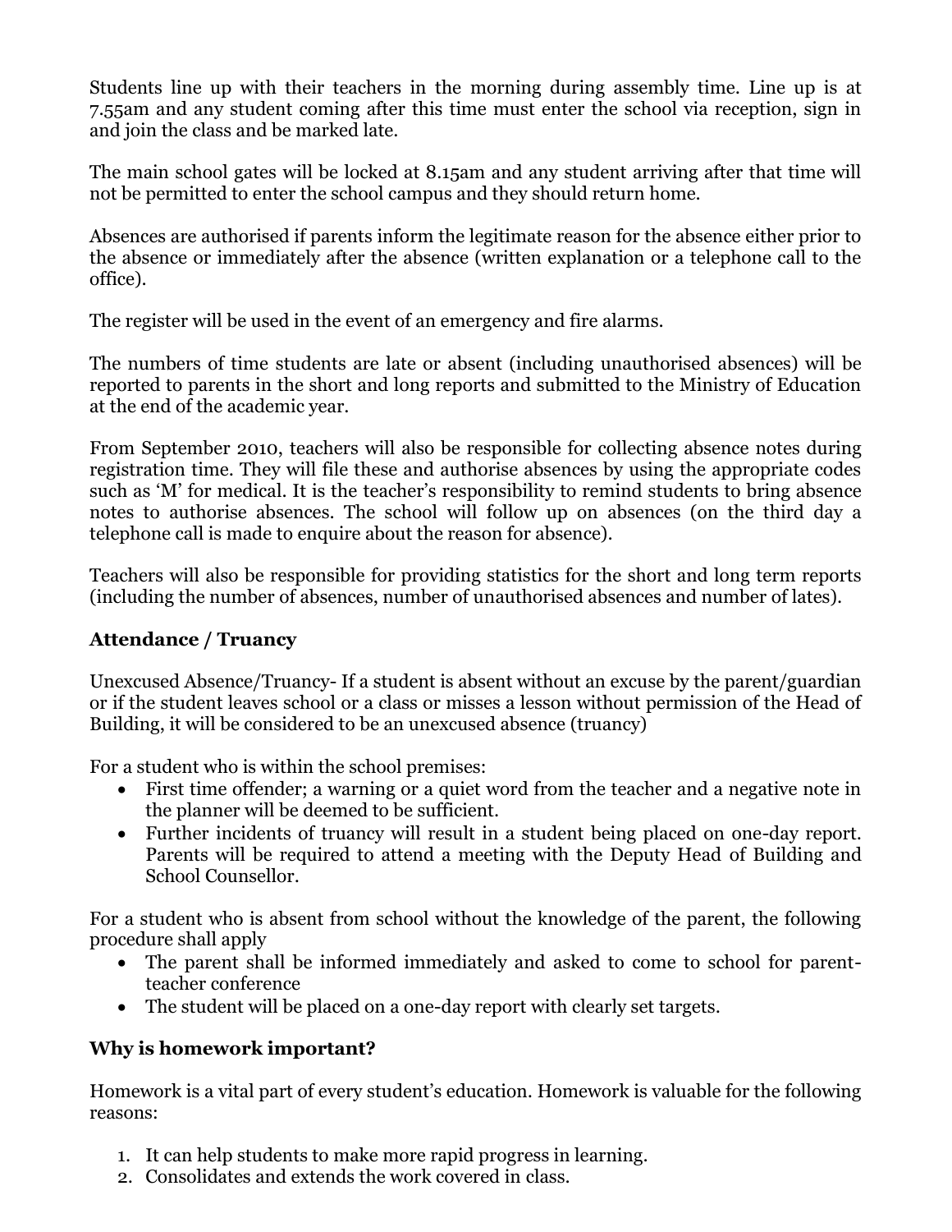Students line up with their teachers in the morning during assembly time. Line up is at 7.55am and any student coming after this time must enter the school via reception, sign in and join the class and be marked late.

The main school gates will be locked at 8.15am and any student arriving after that time will not be permitted to enter the school campus and they should return home.

Absences are authorised if parents inform the legitimate reason for the absence either prior to the absence or immediately after the absence (written explanation or a telephone call to the office).

The register will be used in the event of an emergency and fire alarms.

The numbers of time students are late or absent (including unauthorised absences) will be reported to parents in the short and long reports and submitted to the Ministry of Education at the end of the academic year.

From September 2010, teachers will also be responsible for collecting absence notes during registration time. They will file these and authorise absences by using the appropriate codes such as 'M' for medical. It is the teacher's responsibility to remind students to bring absence notes to authorise absences. The school will follow up on absences (on the third day a telephone call is made to enquire about the reason for absence).

Teachers will also be responsible for providing statistics for the short and long term reports (including the number of absences, number of unauthorised absences and number of lates).

### Attendance / Truancy

Unexcused Absence/Truancy- If a student is absent without an excuse by the parent/guardian or if the student leaves school or a class or misses a lesson without permission of the Head of Building, it will be considered to be an unexcused absence (truancy)

For a student who is within the school premises:

- First time offender; a warning or a quiet word from the teacher and a negative note in the planner will be deemed to be sufficient.
- Further incidents of truancy will result in a student being placed on one-day report. Parents will be required to attend a meeting with the Deputy Head of Building and School Counsellor.

For a student who is absent from school without the knowledge of the parent, the following procedure shall apply

- The parent shall be informed immediately and asked to come to school for parent-teacher conference
- The student will be placed on a one-day report with clearly set targets.

### Why is homework important?

Homework is a vital part of every student's education. Homework is valuable for the following reasons:

1. It can help students to make more rapid progress in learning.
2. Consolidates and extends the work covered in class.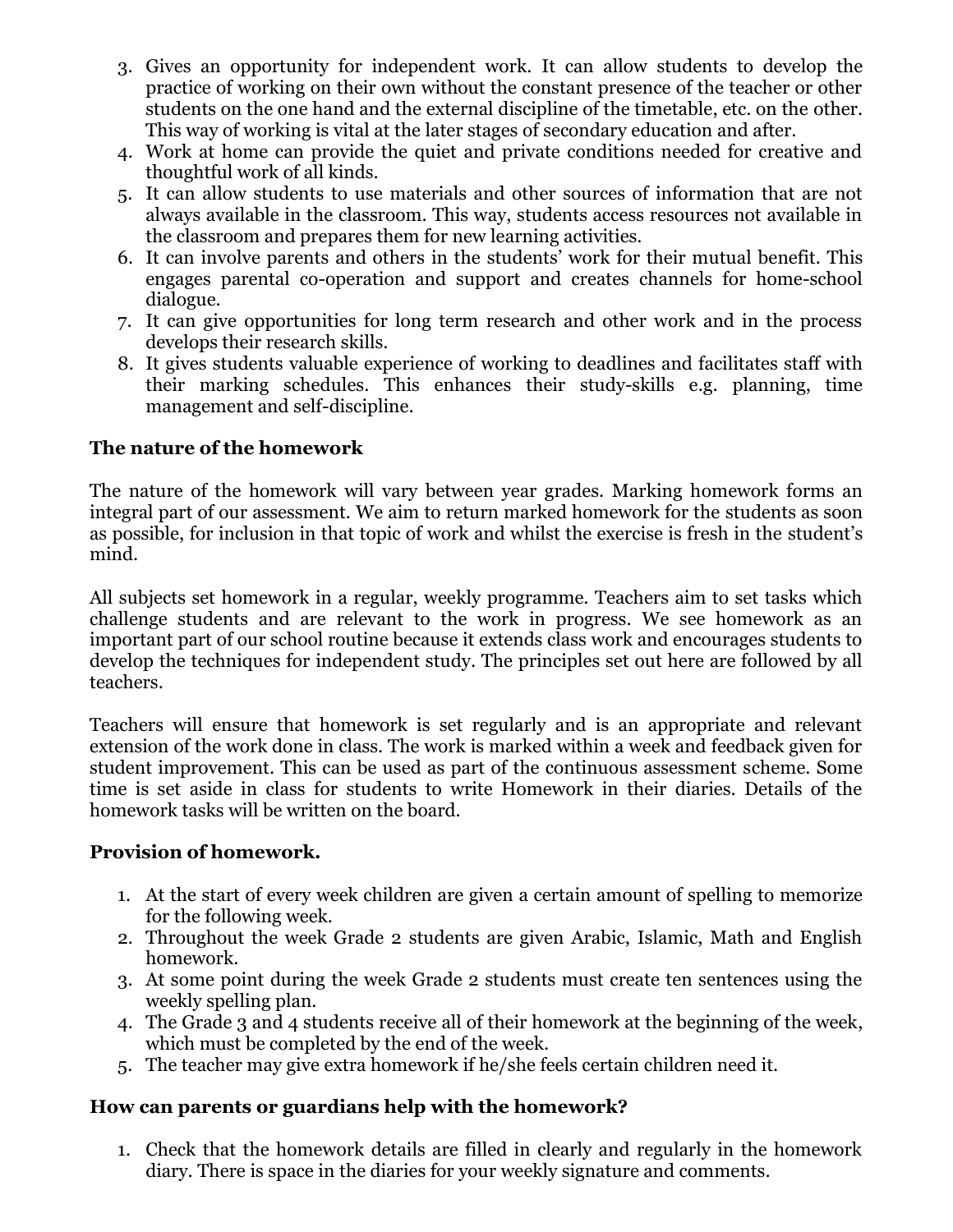3. Gives an opportunity for independent work. It can allow students to develop the practice of working on their own without the constant presence of the teacher or other students on the one hand and the external discipline of the timetable, etc. on the other. This way of working is vital at the later stages of secondary education and after.
4. Work at home can provide the quiet and private conditions needed for creative and thoughtful work of all kinds.
5. It can allow students to use materials and other sources of information that are not always available in the classroom. This way, students access resources not available in the classroom and prepares them for new learning activities.
6. It can involve parents and others in the students' work for their mutual benefit. This engages parental co-operation and support and creates channels for home-school dialogue.
7. It can give opportunities for long term research and other work and in the process develops their research skills.
8. It gives students valuable experience of working to deadlines and facilitates staff with their marking schedules. This enhances their study-skills e.g. planning, time management and self-discipline.

**The nature of the homework**

The nature of the homework will vary between year grades. Marking homework forms an integral part of our assessment. We aim to return marked homework for the students as soon as possible, for inclusion in that topic of work and whilst the exercise is fresh in the student's mind.

All subjects set homework in a regular, weekly programme. Teachers aim to set tasks which challenge students and are relevant to the work in progress. We see homework as an important part of our school routine because it extends class work and encourages students to develop the techniques for independent study. The principles set out here are followed by all teachers.

Teachers will ensure that homework is set regularly and is an appropriate and relevant extension of the work done in class. The work is marked within a week and feedback given for student improvement. This can be used as part of the continuous assessment scheme. Some time is set aside in class for students to write Homework in their diaries. Details of the homework tasks will be written on the board.

**Provision of homework.**

1. At the start of every week children are given a certain amount of spelling to memorize for the following week.
2. Throughout the week Grade 2 students are given Arabic, Islamic, Math and English homework.
3. At some point during the week Grade 2 students must create ten sentences using the weekly spelling plan.
4. The Grade 3 and 4 students receive all of their homework at the beginning of the week, which must be completed by the end of the week.
5. The teacher may give extra homework if he/she feels certain children need it.

**How can parents or guardians help with the homework?**

1. Check that the homework details are filled in clearly and regularly in the homework diary. There is space in the diaries for your weekly signature and comments.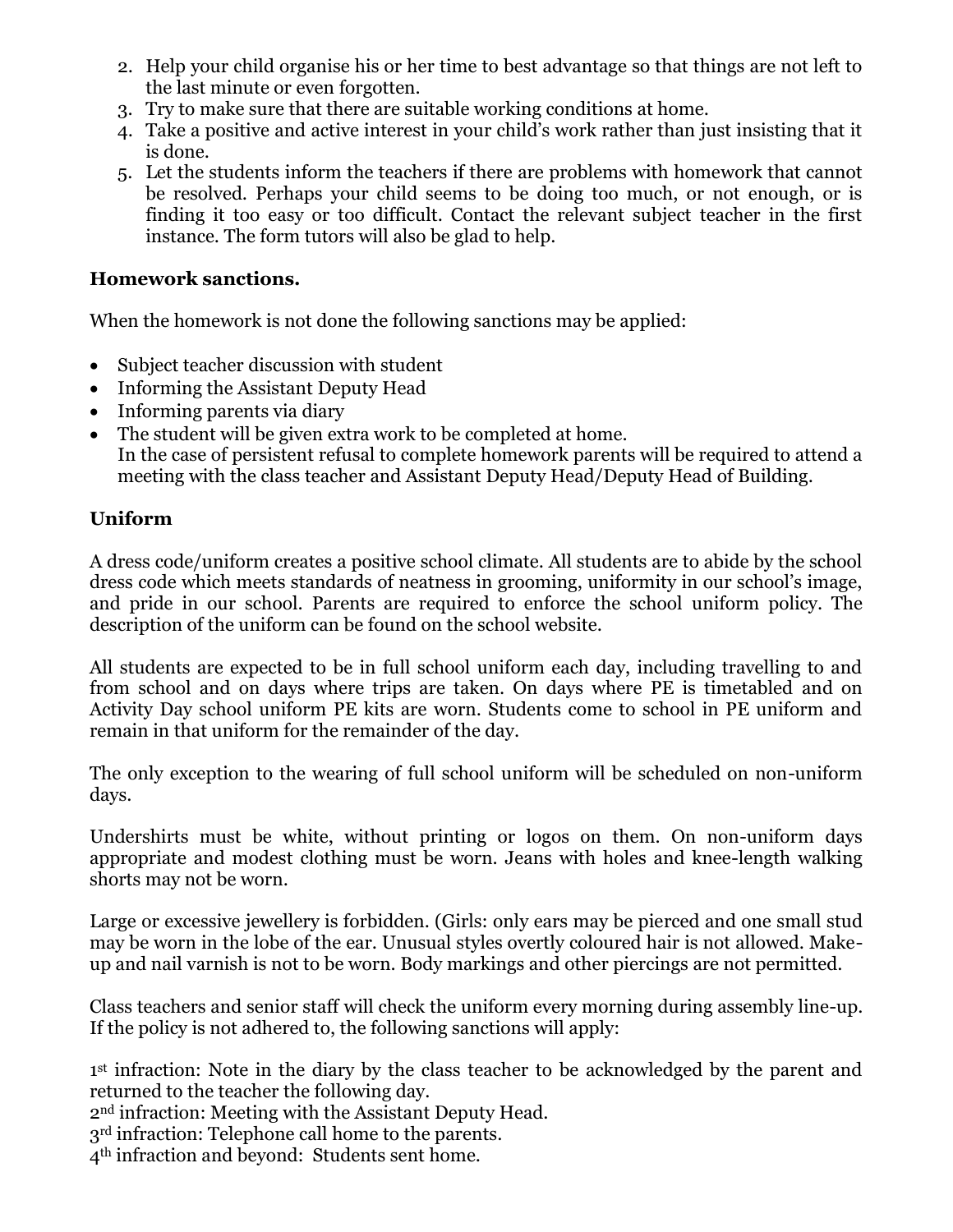2. Help your child organise his or her time to best advantage so that things are not left to the last minute or even forgotten.
3. Try to make sure that there are suitable working conditions at home.
4. Take a positive and active interest in your child's work rather than just insisting that it is done.
5. Let the students inform the teachers if there are problems with homework that cannot be resolved. Perhaps your child seems to be doing too much, or not enough, or is finding it too easy or too difficult. Contact the relevant subject teacher in the first instance. The form tutors will also be glad to help.

**Homework sanctions.**

When the homework is not done the following sanctions may be applied:

- Subject teacher discussion with student
- Informing the Assistant Deputy Head
- Informing parents via diary
- The student will be given extra work to be completed at home.
  In the case of persistent refusal to complete homework parents will be required to attend a meeting with the class teacher and Assistant Deputy Head/Deputy Head of Building.

**Uniform**

A dress code/uniform creates a positive school climate. All students are to abide by the school dress code which meets standards of neatness in grooming, uniformity in our school's image, and pride in our school. Parents are required to enforce the school uniform policy. The description of the uniform can be found on the school website.

All students are expected to be in full school uniform each day, including travelling to and from school and on days where trips are taken. On days where PE is timetabled and on Activity Day school uniform PE kits are worn. Students come to school in PE uniform and remain in that uniform for the remainder of the day.

The only exception to the wearing of full school uniform will be scheduled on non-uniform days.

Undershirts must be white, without printing or logos on them. On non-uniform days appropriate and modest clothing must be worn. Jeans with holes and knee-length walking shorts may not be worn.

Large or excessive jewellery is forbidden. (Girls: only ears may be pierced and one small stud may be worn in the lobe of the ear. Unusual styles overtly coloured hair is not allowed. Make-up and nail varnish is not to be worn. Body markings and other piercings are not permitted.

Class teachers and senior staff will check the uniform every morning during assembly line-up. If the policy is not adhered to, the following sanctions will apply:

1st infraction: Note in the diary by the class teacher to be acknowledged by the parent and returned to the teacher the following day.
2nd infraction: Meeting with the Assistant Deputy Head.
3rd infraction: Telephone call home to the parents.
4th infraction and beyond: Students sent home.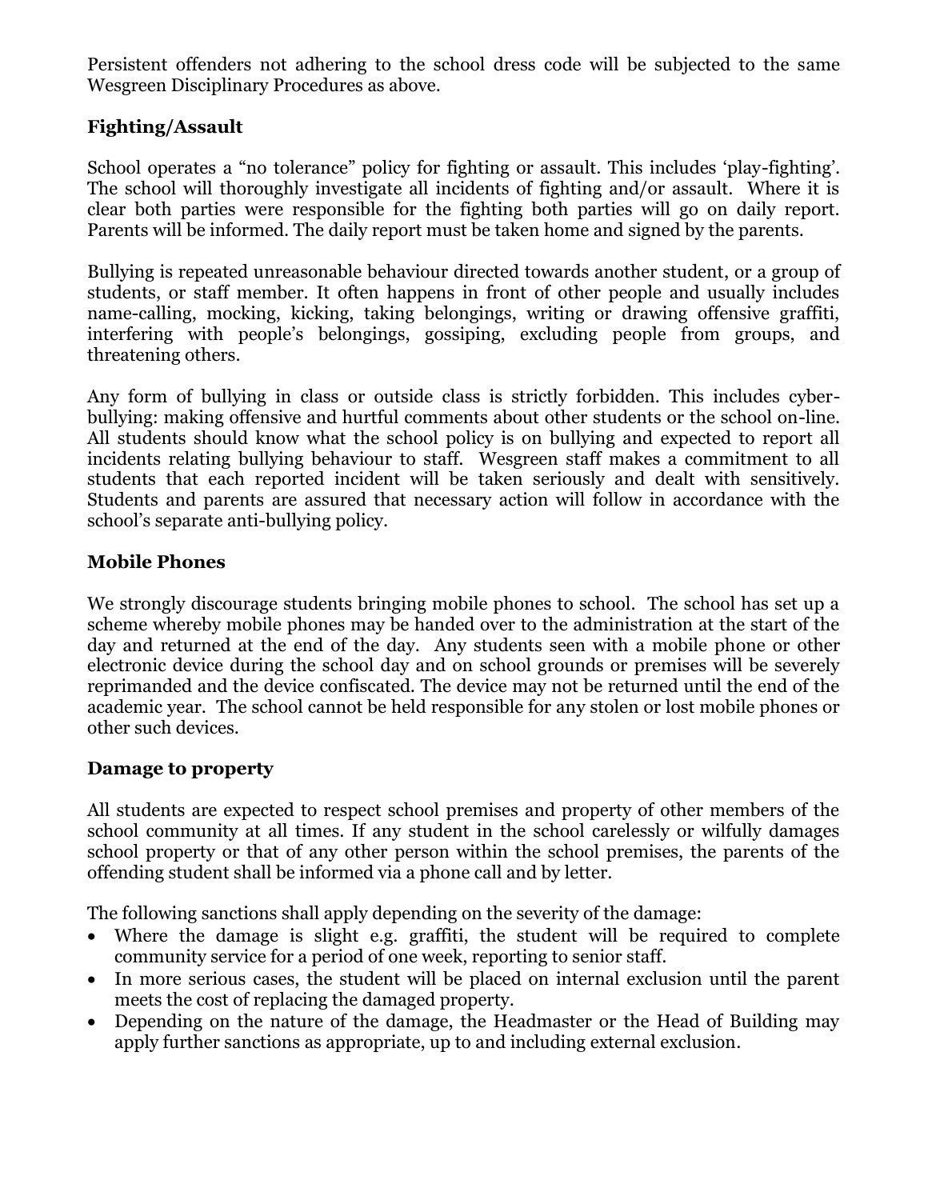Persistent offenders not adhering to the school dress code will be subjected to the same Wesgreen Disciplinary Procedures as above.

### Fighting/Assault

School operates a "no tolerance" policy for fighting or assault. This includes 'play-fighting'. The school will thoroughly investigate all incidents of fighting and/or assault. Where it is clear both parties were responsible for the fighting both parties will go on daily report. Parents will be informed. The daily report must be taken home and signed by the parents.

Bullying is repeated unreasonable behaviour directed towards another student, or a group of students, or staff member. It often happens in front of other people and usually includes name-calling, mocking, kicking, taking belongings, writing or drawing offensive graffiti, interfering with people's belongings, gossiping, excluding people from groups, and threatening others.

Any form of bullying in class or outside class is strictly forbidden. This includes cyber-bullying: making offensive and hurtful comments about other students or the school on-line. All students should know what the school policy is on bullying and expected to report all incidents relating bullying behaviour to staff. Wesgreen staff makes a commitment to all students that each reported incident will be taken seriously and dealt with sensitively. Students and parents are assured that necessary action will follow in accordance with the school's separate anti-bullying policy.

### Mobile Phones

We strongly discourage students bringing mobile phones to school. The school has set up a scheme whereby mobile phones may be handed over to the administration at the start of the day and returned at the end of the day. Any students seen with a mobile phone or other electronic device during the school day and on school grounds or premises will be severely reprimanded and the device confiscated. The device may not be returned until the end of the academic year. The school cannot be held responsible for any stolen or lost mobile phones or other such devices.

### Damage to property

All students are expected to respect school premises and property of other members of the school community at all times. If any student in the school carelessly or wilfully damages school property or that of any other person within the school premises, the parents of the offending student shall be informed via a phone call and by letter.

The following sanctions shall apply depending on the severity of the damage:

- Where the damage is slight e.g. graffiti, the student will be required to complete community service for a period of one week, reporting to senior staff.
- In more serious cases, the student will be placed on internal exclusion until the parent meets the cost of replacing the damaged property.
- Depending on the nature of the damage, the Headmaster or the Head of Building may apply further sanctions as appropriate, up to and including external exclusion.